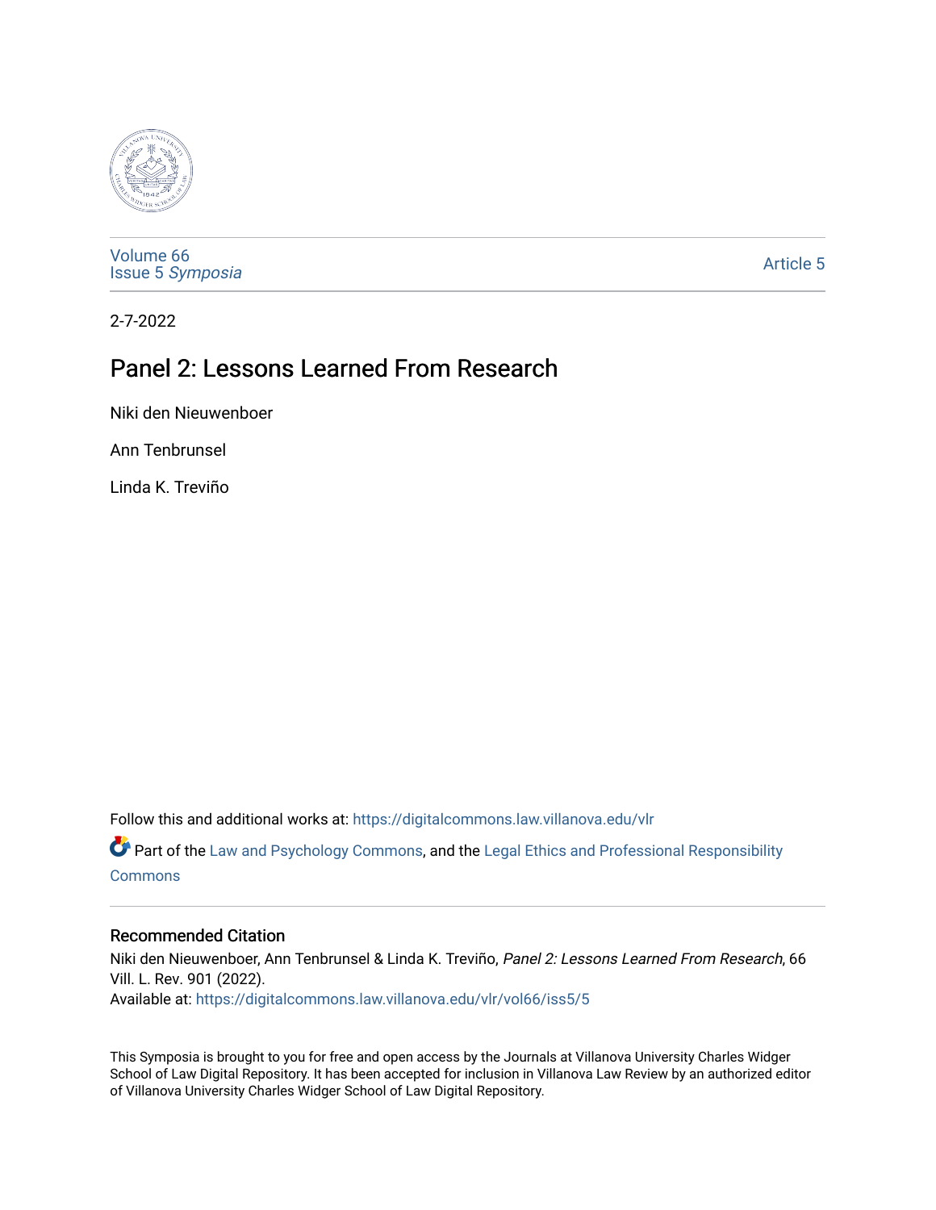Volume 66
Issue 5 *Symposia*

Article 5

2-7-2022

# Panel 2: Lessons Learned From Research

Niki den Nieuwenboer

Ann Tenbrunsel

Linda K. Treviño

Follow this and additional works at: https://digitalcommons.law.villanova.edu/vlr

Part of the Law and Psychology Commons, and the Legal Ethics and Professional Responsibility Commons

## Recommended Citation

Niki den Nieuwenboer, Ann Tenbrunsel & Linda K. Treviño, *Panel 2: Lessons Learned From Research*, 66 Vill. L. Rev. 901 (2022).
Available at: https://digitalcommons.law.villanova.edu/vlr/vol66/iss5/5

This Symposia is brought to you for free and open access by the Journals at Villanova University Charles Widger School of Law Digital Repository. It has been accepted for inclusion in Villanova Law Review by an authorized editor of Villanova University Charles Widger School of Law Digital Repository.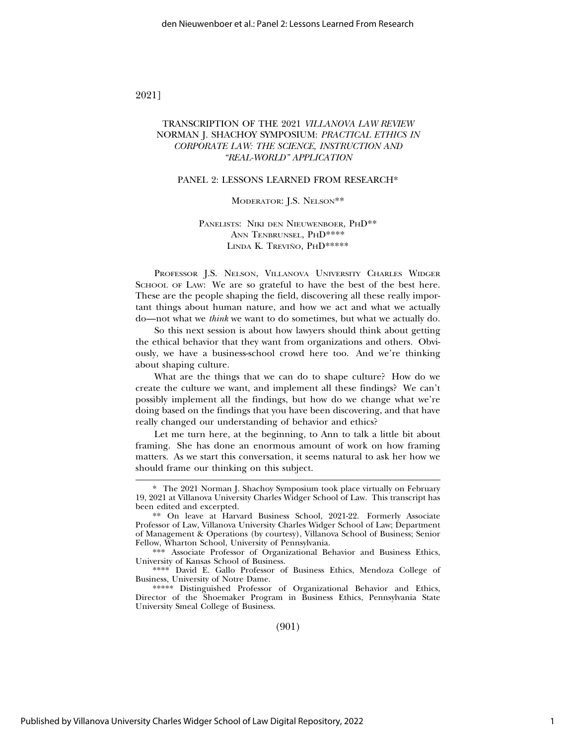# TRANSCRIPTION OF THE 2021 *VILLANOVA LAW REVIEW* NORMAN J. SHACHOY SYMPOSIUM: *PRACTICAL ETHICS IN CORPORATE LAW: THE SCIENCE, INSTRUCTION AND "REAL-WORLD" APPLICATION*

## PANEL 2: LESSONS LEARNED FROM RESEARCH*

MODERATOR: J.S. NELSON**

PANELISTS: NIKI DEN NIEUWENBOER, PHD**
ANN TENBRUNSEL, PHD****
LINDA K. TREVIÑO, PHD*****

PROFESSOR J.S. NELSON, VILLANOVA UNIVERSITY CHARLES WIDGER SCHOOL OF LAW: We are so grateful to have the best of the best here. These are the people shaping the field, discovering all these really important things about human nature, and how we act and what we actually do—not what we *think* we want to do sometimes, but what we actually do.

So this next session is about how lawyers should think about getting the ethical behavior that they want from organizations and others. Obviously, we have a business-school crowd here too. And we're thinking about shaping culture.

What are the things that we can do to shape culture? How do we create the culture we want, and implement all these findings? We can't possibly implement all the findings, but how do we change what we're doing based on the findings that you have been discovering, and that have really changed our understanding of behavior and ethics?

Let me turn here, at the beginning, to Ann to talk a little bit about framing. She has done an enormous amount of work on how framing matters. As we start this conversation, it seems natural to ask her how we should frame our thinking on this subject.

---

\* The 2021 Norman J. Shachoy Symposium took place virtually on February 19, 2021 at Villanova University Charles Widger School of Law. This transcript has been edited and excerpted.

\** On leave at Harvard Business School, 2021-22. Formerly Associate Professor of Law, Villanova University Charles Widger School of Law; Department of Management & Operations (by courtesy), Villanova School of Business; Senior Fellow, Wharton School, University of Pennsylvania.

\*** Associate Professor of Organizational Behavior and Business Ethics, University of Kansas School of Business.

\**** David E. Gallo Professor of Business Ethics, Mendoza College of Business, University of Notre Dame.

\***** Distinguished Professor of Organizational Behavior and Ethics, Director of the Shoemaker Program in Business Ethics, Pennsylvania State University Smeal College of Business.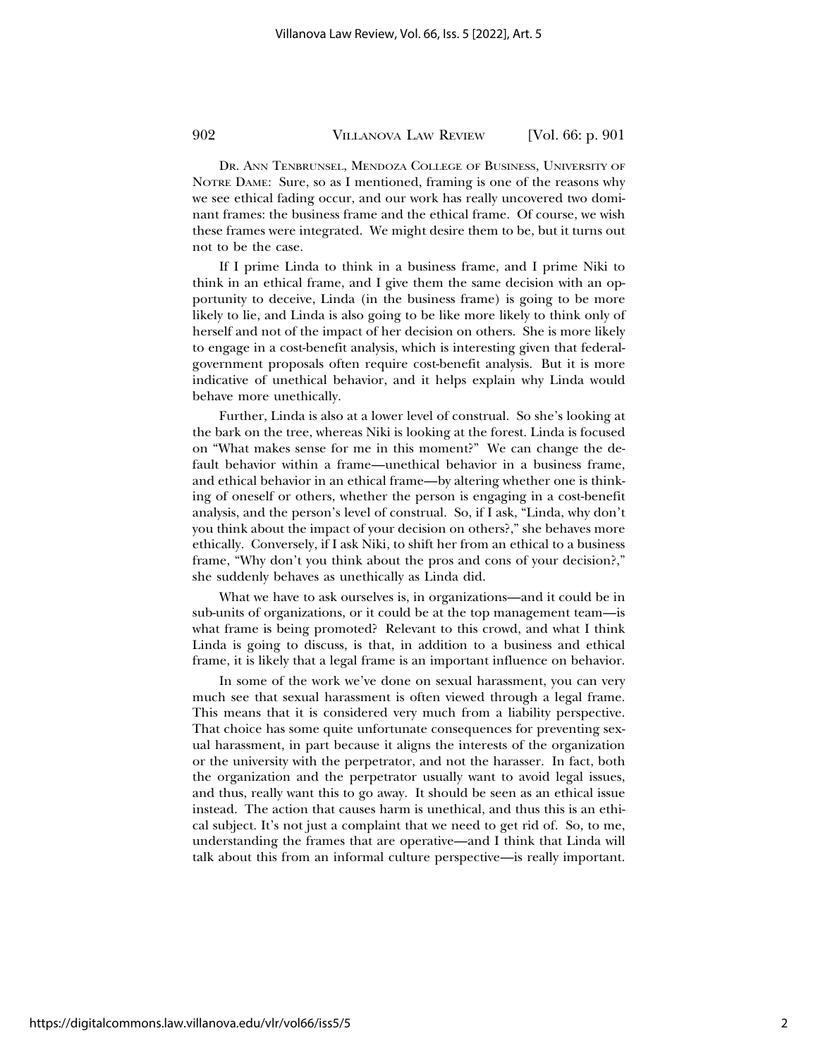DR. ANN TENBRUNSEL, MENDOZA COLLEGE OF BUSINESS, UNIVERSITY OF NOTRE DAME: Sure, so as I mentioned, framing is one of the reasons why we see ethical fading occur, and our work has really uncovered two dominant frames: the business frame and the ethical frame. Of course, we wish these frames were integrated. We might desire them to be, but it turns out not to be the case.

If I prime Linda to think in a business frame, and I prime Niki to think in an ethical frame, and I give them the same decision with an opportunity to deceive, Linda (in the business frame) is going to be more likely to lie, and Linda is also going to be like more likely to think only of herself and not of the impact of her decision on others. She is more likely to engage in a cost-benefit analysis, which is interesting given that federal-government proposals often require cost-benefit analysis. But it is more indicative of unethical behavior, and it helps explain why Linda would behave more unethically.

Further, Linda is also at a lower level of construal. So she's looking at the bark on the tree, whereas Niki is looking at the forest. Linda is focused on "What makes sense for me in this moment?" We can change the default behavior within a frame—unethical behavior in a business frame, and ethical behavior in an ethical frame—by altering whether one is thinking of oneself or others, whether the person is engaging in a cost-benefit analysis, and the person's level of construal. So, if I ask, "Linda, why don't you think about the impact of your decision on others?," she behaves more ethically. Conversely, if I ask Niki, to shift her from an ethical to a business frame, "Why don't you think about the pros and cons of your decision?," she suddenly behaves as unethically as Linda did.

What we have to ask ourselves is, in organizations—and it could be in sub-units of organizations, or it could be at the top management team—is what frame is being promoted? Relevant to this crowd, and what I think Linda is going to discuss, is that, in addition to a business and ethical frame, it is likely that a legal frame is an important influence on behavior.

In some of the work we've done on sexual harassment, you can very much see that sexual harassment is often viewed through a legal frame. This means that it is considered very much from a liability perspective. That choice has some quite unfortunate consequences for preventing sexual harassment, in part because it aligns the interests of the organization or the university with the perpetrator, and not the harasser. In fact, both the organization and the perpetrator usually want to avoid legal issues, and thus, really want this to go away. It should be seen as an ethical issue instead. The action that causes harm is unethical, and thus this is an ethical subject. It's not just a complaint that we need to get rid of. So, to me, understanding the frames that are operative—and I think that Linda will talk about this from an informal culture perspective—is really important.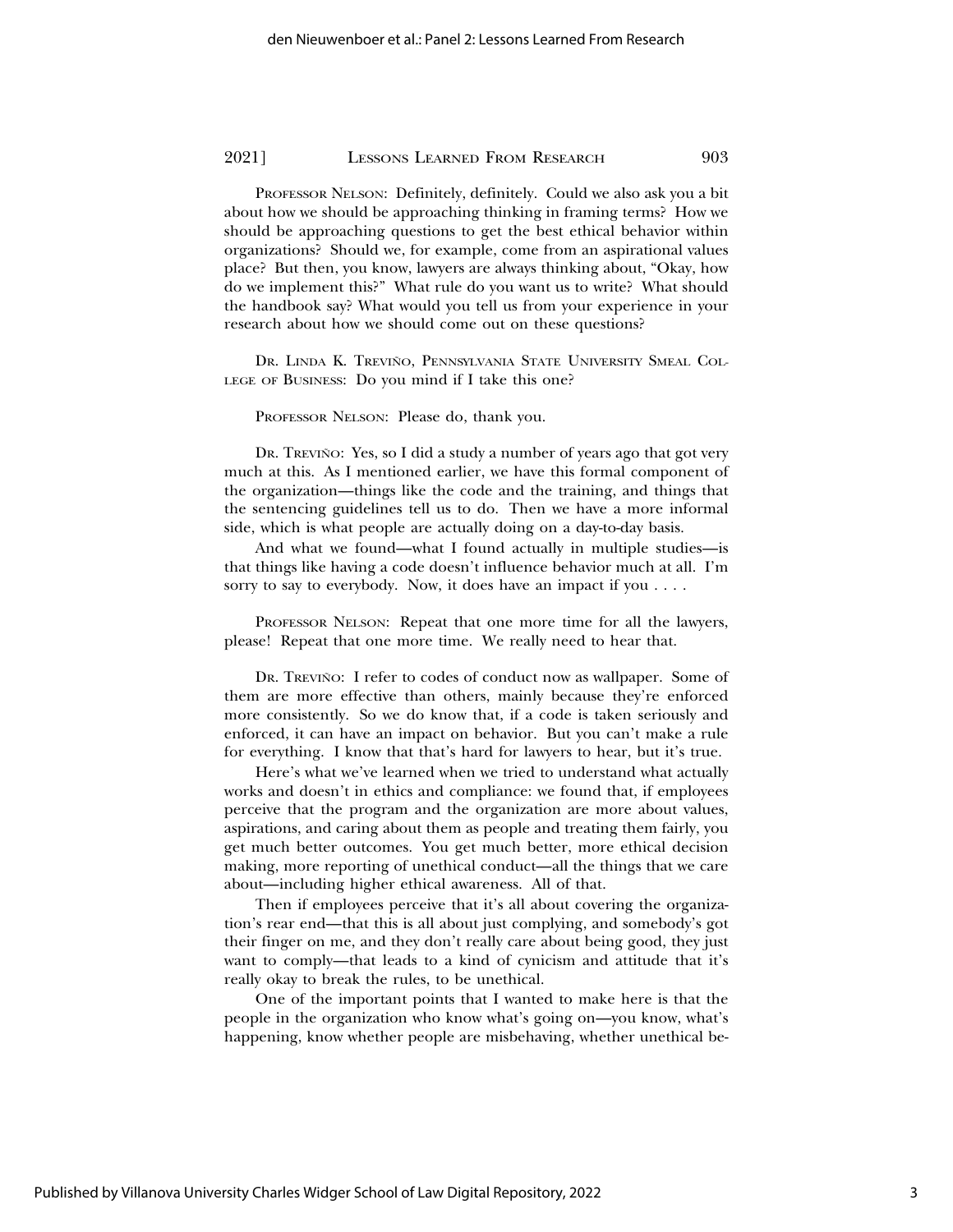PROFESSOR NELSON: Definitely, definitely. Could we also ask you a bit about how we should be approaching thinking in framing terms? How we should be approaching questions to get the best ethical behavior within organizations? Should we, for example, come from an aspirational values place? But then, you know, lawyers are always thinking about, "Okay, how do we implement this?" What rule do you want us to write? What should the handbook say? What would you tell us from your experience in your research about how we should come out on these questions?

DR. LINDA K. TREVIÑO, PENNSYLVANIA STATE UNIVERSITY SMEAL COLLEGE OF BUSINESS: Do you mind if I take this one?

PROFESSOR NELSON: Please do, thank you.

DR. TREVIÑO: Yes, so I did a study a number of years ago that got very much at this. As I mentioned earlier, we have this formal component of the organization—things like the code and the training, and things that the sentencing guidelines tell us to do. Then we have a more informal side, which is what people are actually doing on a day-to-day basis.

And what we found—what I found actually in multiple studies—is that things like having a code doesn't influence behavior much at all. I'm sorry to say to everybody. Now, it does have an impact if you . . . .

PROFESSOR NELSON: Repeat that one more time for all the lawyers, please! Repeat that one more time. We really need to hear that.

DR. TREVIÑO: I refer to codes of conduct now as wallpaper. Some of them are more effective than others, mainly because they're enforced more consistently. So we do know that, if a code is taken seriously and enforced, it can have an impact on behavior. But you can't make a rule for everything. I know that that's hard for lawyers to hear, but it's true.

Here's what we've learned when we tried to understand what actually works and doesn't in ethics and compliance: we found that, if employees perceive that the program and the organization are more about values, aspirations, and caring about them as people and treating them fairly, you get much better outcomes. You get much better, more ethical decision making, more reporting of unethical conduct—all the things that we care about—including higher ethical awareness. All of that.

Then if employees perceive that it's all about covering the organization's rear end—that this is all about just complying, and somebody's got their finger on me, and they don't really care about being good, they just want to comply—that leads to a kind of cynicism and attitude that it's really okay to break the rules, to be unethical.

One of the important points that I wanted to make here is that the people in the organization who know what's going on—you know, what's happening, know whether people are misbehaving, whether unethical be-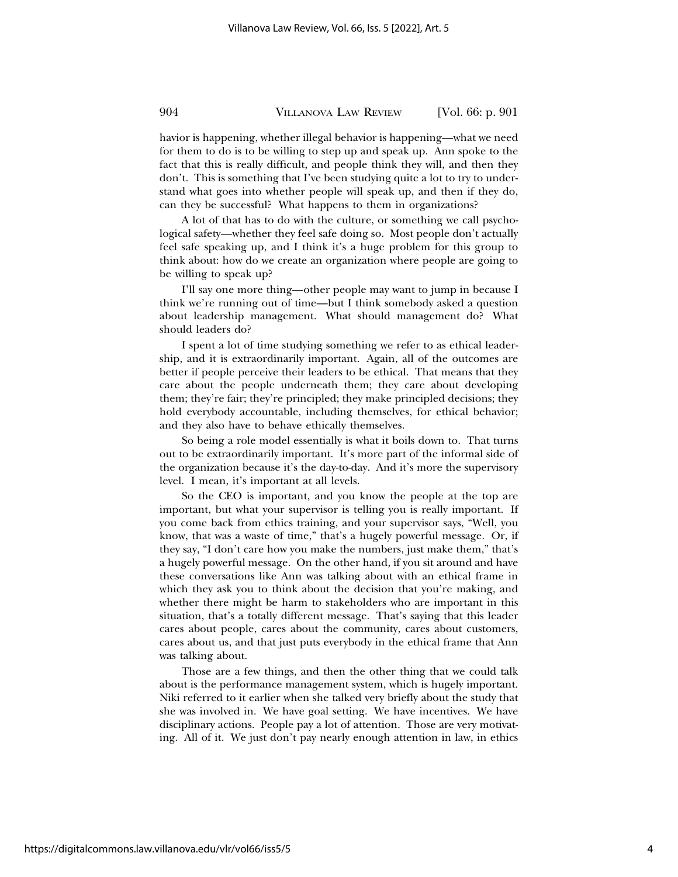havior is happening, whether illegal behavior is happening—what we need for them to do is to be willing to step up and speak up. Ann spoke to the fact that this is really difficult, and people think they will, and then they don't. This is something that I've been studying quite a lot to try to understand what goes into whether people will speak up, and then if they do, can they be successful? What happens to them in organizations?

A lot of that has to do with the culture, or something we call psychological safety—whether they feel safe doing so. Most people don't actually feel safe speaking up, and I think it's a huge problem for this group to think about: how do we create an organization where people are going to be willing to speak up?

I'll say one more thing—other people may want to jump in because I think we're running out of time—but I think somebody asked a question about leadership management. What should management do? What should leaders do?

I spent a lot of time studying something we refer to as ethical leadership, and it is extraordinarily important. Again, all of the outcomes are better if people perceive their leaders to be ethical. That means that they care about the people underneath them; they care about developing them; they're fair; they're principled; they make principled decisions; they hold everybody accountable, including themselves, for ethical behavior; and they also have to behave ethically themselves.

So being a role model essentially is what it boils down to. That turns out to be extraordinarily important. It's more part of the informal side of the organization because it's the day-to-day. And it's more the supervisory level. I mean, it's important at all levels.

So the CEO is important, and you know the people at the top are important, but what your supervisor is telling you is really important. If you come back from ethics training, and your supervisor says, "Well, you know, that was a waste of time," that's a hugely powerful message. Or, if they say, "I don't care how you make the numbers, just make them," that's a hugely powerful message. On the other hand, if you sit around and have these conversations like Ann was talking about with an ethical frame in which they ask you to think about the decision that you're making, and whether there might be harm to stakeholders who are important in this situation, that's a totally different message. That's saying that this leader cares about people, cares about the community, cares about customers, cares about us, and that just puts everybody in the ethical frame that Ann was talking about.

Those are a few things, and then the other thing that we could talk about is the performance management system, which is hugely important. Niki referred to it earlier when she talked very briefly about the study that she was involved in. We have goal setting. We have incentives. We have disciplinary actions. People pay a lot of attention. Those are very motivating. All of it. We just don't pay nearly enough attention in law, in ethics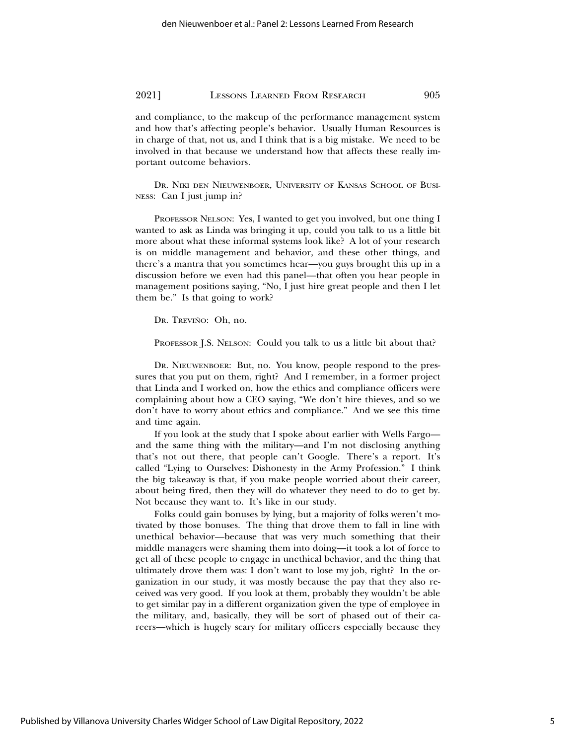and compliance, to the makeup of the performance management system and how that's affecting people's behavior. Usually Human Resources is in charge of that, not us, and I think that is a big mistake. We need to be involved in that because we understand how that affects these really important outcome behaviors.

DR. NIKI DEN NIEUWENBOER, UNIVERSITY OF KANSAS SCHOOL OF BUSINESS: Can I just jump in?

PROFESSOR NELSON: Yes, I wanted to get you involved, but one thing I wanted to ask as Linda was bringing it up, could you talk to us a little bit more about what these informal systems look like? A lot of your research is on middle management and behavior, and these other things, and there's a mantra that you sometimes hear—you guys brought this up in a discussion before we even had this panel—that often you hear people in management positions saying, "No, I just hire great people and then I let them be." Is that going to work?

DR. TREVIÑO: Oh, no.

PROFESSOR J.S. NELSON: Could you talk to us a little bit about that?

DR. NIEUWENBOER: But, no. You know, people respond to the pressures that you put on them, right? And I remember, in a former project that Linda and I worked on, how the ethics and compliance officers were complaining about how a CEO saying, "We don't hire thieves, and so we don't have to worry about ethics and compliance." And we see this time and time again.

If you look at the study that I spoke about earlier with Wells Fargo—and the same thing with the military—and I'm not disclosing anything that's not out there, that people can't Google. There's a report. It's called "Lying to Ourselves: Dishonesty in the Army Profession." I think the big takeaway is that, if you make people worried about their career, about being fired, then they will do whatever they need to do to get by. Not because they want to. It's like in our study.

Folks could gain bonuses by lying, but a majority of folks weren't motivated by those bonuses. The thing that drove them to fall in line with unethical behavior—because that was very much something that their middle managers were shaming them into doing—it took a lot of force to get all of these people to engage in unethical behavior, and the thing that ultimately drove them was: I don't want to lose my job, right? In the organization in our study, it was mostly because the pay that they also received was very good. If you look at them, probably they wouldn't be able to get similar pay in a different organization given the type of employee in the military, and, basically, they will be sort of phased out of their careers—which is hugely scary for military officers especially because they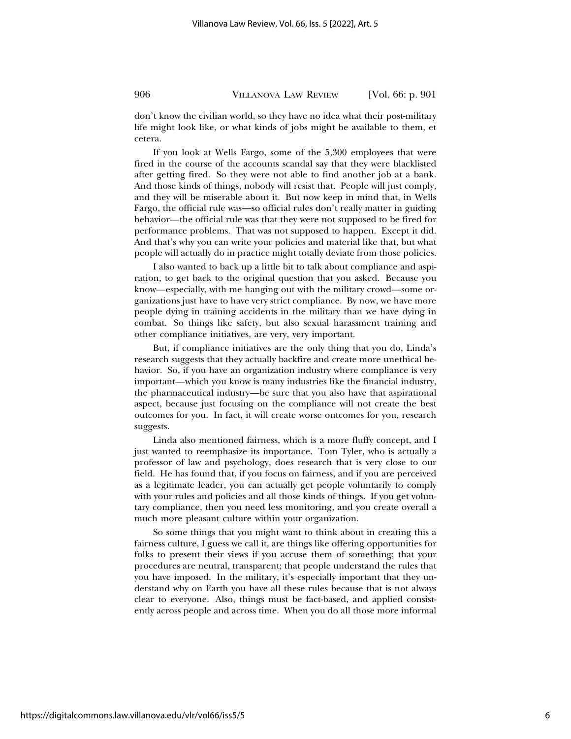don't know the civilian world, so they have no idea what their post-military life might look like, or what kinds of jobs might be available to them, et cetera.

If you look at Wells Fargo, some of the 5,300 employees that were fired in the course of the accounts scandal say that they were blacklisted after getting fired. So they were not able to find another job at a bank. And those kinds of things, nobody will resist that. People will just comply, and they will be miserable about it. But now keep in mind that, in Wells Fargo, the official rule was—so official rules don't really matter in guiding behavior—the official rule was that they were not supposed to be fired for performance problems. That was not supposed to happen. Except it did. And that's why you can write your policies and material like that, but what people will actually do in practice might totally deviate from those policies.

I also wanted to back up a little bit to talk about compliance and aspiration, to get back to the original question that you asked. Because you know—especially, with me hanging out with the military crowd—some organizations just have to have very strict compliance. By now, we have more people dying in training accidents in the military than we have dying in combat. So things like safety, but also sexual harassment training and other compliance initiatives, are very, very important.

But, if compliance initiatives are the only thing that you do, Linda's research suggests that they actually backfire and create more unethical behavior. So, if you have an organization industry where compliance is very important—which you know is many industries like the financial industry, the pharmaceutical industry—be sure that you also have that aspirational aspect, because just focusing on the compliance will not create the best outcomes for you. In fact, it will create worse outcomes for you, research suggests.

Linda also mentioned fairness, which is a more fluffy concept, and I just wanted to reemphasize its importance. Tom Tyler, who is actually a professor of law and psychology, does research that is very close to our field. He has found that, if you focus on fairness, and if you are perceived as a legitimate leader, you can actually get people voluntarily to comply with your rules and policies and all those kinds of things. If you get voluntary compliance, then you need less monitoring, and you create overall a much more pleasant culture within your organization.

So some things that you might want to think about in creating this a fairness culture, I guess we call it, are things like offering opportunities for folks to present their views if you accuse them of something; that your procedures are neutral, transparent; that people understand the rules that you have imposed. In the military, it's especially important that they understand why on Earth you have all these rules because that is not always clear to everyone. Also, things must be fact-based, and applied consistently across people and across time. When you do all those more informal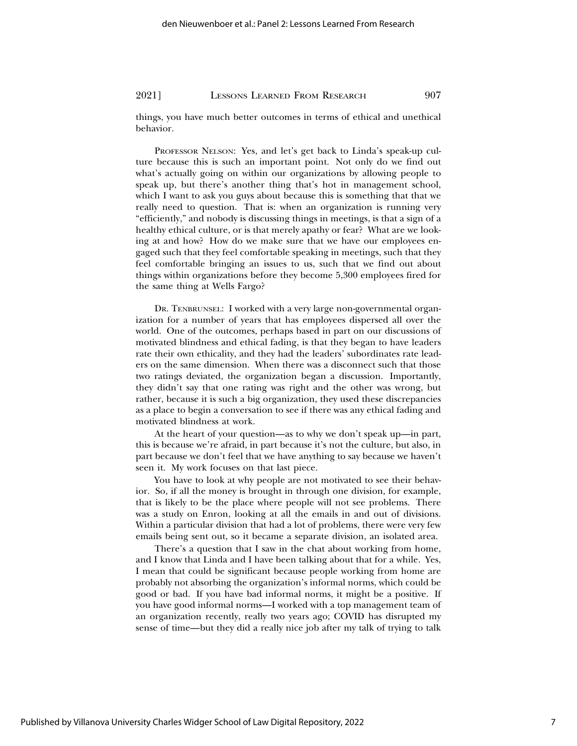things, you have much better outcomes in terms of ethical and unethical behavior.

PROFESSOR NELSON: Yes, and let's get back to Linda's speak-up culture because this is such an important point. Not only do we find out what's actually going on within our organizations by allowing people to speak up, but there's another thing that's hot in management school, which I want to ask you guys about because this is something that that we really need to question. That is: when an organization is running very "efficiently," and nobody is discussing things in meetings, is that a sign of a healthy ethical culture, or is that merely apathy or fear? What are we looking at and how? How do we make sure that we have our employees engaged such that they feel comfortable speaking in meetings, such that they feel comfortable bringing an issues to us, such that we find out about things within organizations before they become 5,300 employees fired for the same thing at Wells Fargo?

DR. TENBRUNSEL: I worked with a very large non-governmental organization for a number of years that has employees dispersed all over the world. One of the outcomes, perhaps based in part on our discussions of motivated blindness and ethical fading, is that they began to have leaders rate their own ethicality, and they had the leaders' subordinates rate leaders on the same dimension. When there was a disconnect such that those two ratings deviated, the organization began a discussion. Importantly, they didn't say that one rating was right and the other was wrong, but rather, because it is such a big organization, they used these discrepancies as a place to begin a conversation to see if there was any ethical fading and motivated blindness at work.

At the heart of your question—as to why we don't speak up—in part, this is because we're afraid, in part because it's not the culture, but also, in part because we don't feel that we have anything to say because we haven't seen it. My work focuses on that last piece.

You have to look at why people are not motivated to see their behavior. So, if all the money is brought in through one division, for example, that is likely to be the place where people will not see problems. There was a study on Enron, looking at all the emails in and out of divisions. Within a particular division that had a lot of problems, there were very few emails being sent out, so it became a separate division, an isolated area.

There's a question that I saw in the chat about working from home, and I know that Linda and I have been talking about that for a while. Yes, I mean that could be significant because people working from home are probably not absorbing the organization's informal norms, which could be good or bad. If you have bad informal norms, it might be a positive. If you have good informal norms—I worked with a top management team of an organization recently, really two years ago; COVID has disrupted my sense of time—but they did a really nice job after my talk of trying to talk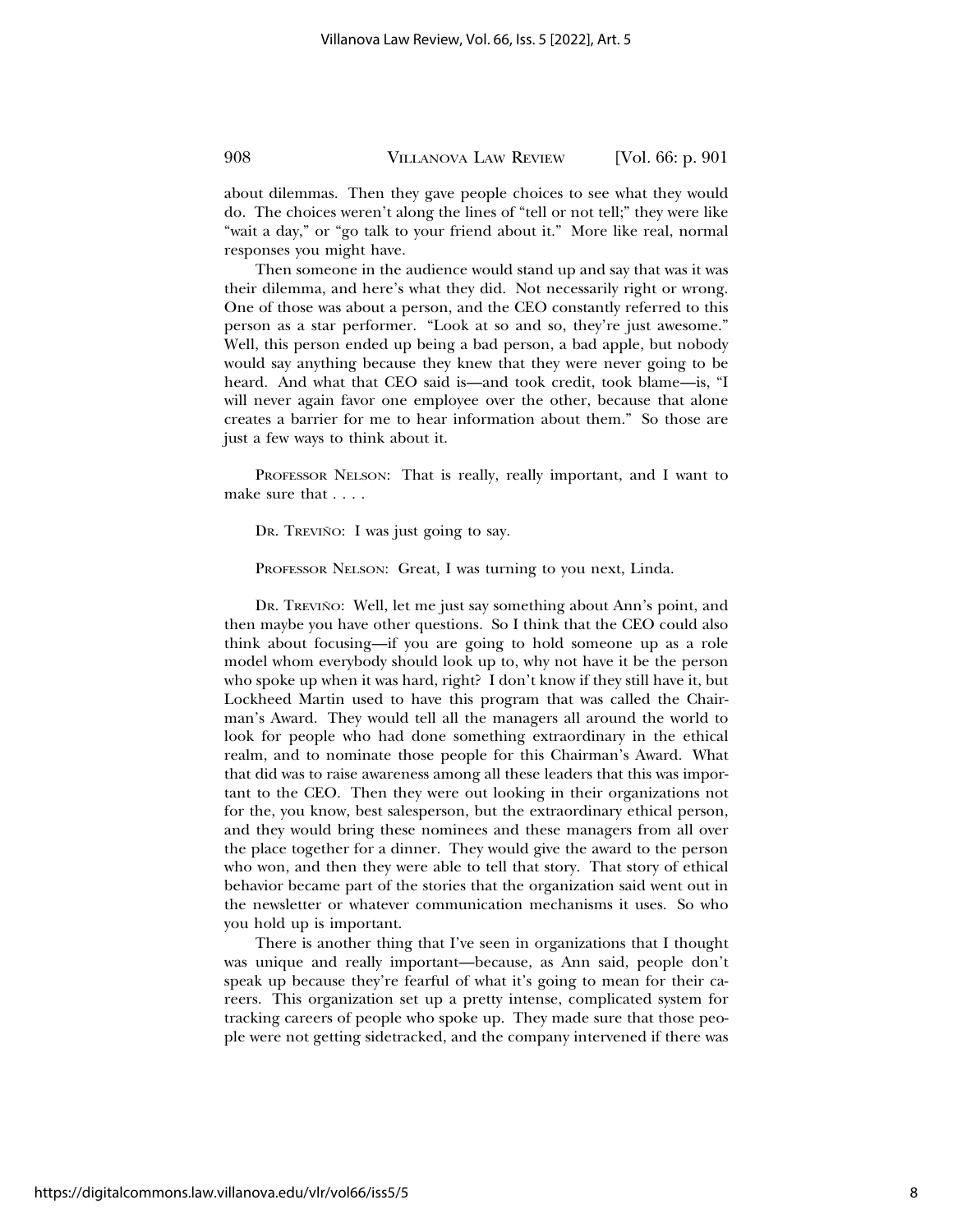about dilemmas. Then they gave people choices to see what they would do. The choices weren't along the lines of "tell or not tell;" they were like "wait a day," or "go talk to your friend about it." More like real, normal responses you might have.

Then someone in the audience would stand up and say that was it was their dilemma, and here's what they did. Not necessarily right or wrong. One of those was about a person, and the CEO constantly referred to this person as a star performer. "Look at so and so, they're just awesome." Well, this person ended up being a bad person, a bad apple, but nobody would say anything because they knew that they were never going to be heard. And what that CEO said is—and took credit, took blame—is, "I will never again favor one employee over the other, because that alone creates a barrier for me to hear information about them." So those are just a few ways to think about it.

PROFESSOR NELSON: That is really, really important, and I want to make sure that . . . .

DR. TREVIÑO: I was just going to say.

PROFESSOR NELSON: Great, I was turning to you next, Linda.

DR. TREVIÑO: Well, let me just say something about Ann's point, and then maybe you have other questions. So I think that the CEO could also think about focusing—if you are going to hold someone up as a role model whom everybody should look up to, why not have it be the person who spoke up when it was hard, right? I don't know if they still have it, but Lockheed Martin used to have this program that was called the Chairman's Award. They would tell all the managers all around the world to look for people who had done something extraordinary in the ethical realm, and to nominate those people for this Chairman's Award. What that did was to raise awareness among all these leaders that this was important to the CEO. Then they were out looking in their organizations not for the, you know, best salesperson, but the extraordinary ethical person, and they would bring these nominees and these managers from all over the place together for a dinner. They would give the award to the person who won, and then they were able to tell that story. That story of ethical behavior became part of the stories that the organization said went out in the newsletter or whatever communication mechanisms it uses. So who you hold up is important.

There is another thing that I've seen in organizations that I thought was unique and really important—because, as Ann said, people don't speak up because they're fearful of what it's going to mean for their careers. This organization set up a pretty intense, complicated system for tracking careers of people who spoke up. They made sure that those people were not getting sidetracked, and the company intervened if there was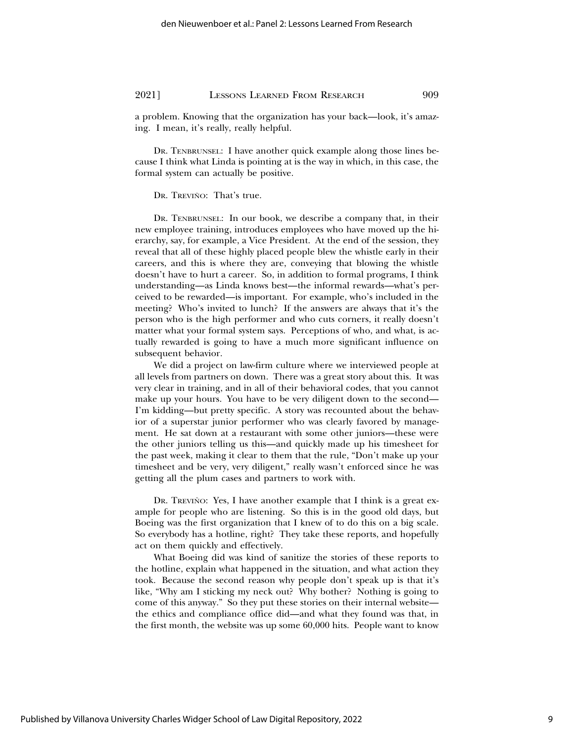a problem. Knowing that the organization has your back—look, it's amazing. I mean, it's really, really helpful.

DR. TENBRUNSEL: I have another quick example along those lines because I think what Linda is pointing at is the way in which, in this case, the formal system can actually be positive.

DR. TREVIÑO: That's true.

DR. TENBRUNSEL: In our book, we describe a company that, in their new employee training, introduces employees who have moved up the hierarchy, say, for example, a Vice President. At the end of the session, they reveal that all of these highly placed people blew the whistle early in their careers, and this is where they are, conveying that blowing the whistle doesn't have to hurt a career. So, in addition to formal programs, I think understanding—as Linda knows best—the informal rewards—what's perceived to be rewarded—is important. For example, who's included in the meeting? Who's invited to lunch? If the answers are always that it's the person who is the high performer and who cuts corners, it really doesn't matter what your formal system says. Perceptions of who, and what, is actually rewarded is going to have a much more significant influence on subsequent behavior.

We did a project on law-firm culture where we interviewed people at all levels from partners on down. There was a great story about this. It was very clear in training, and in all of their behavioral codes, that you cannot make up your hours. You have to be very diligent down to the second—I'm kidding—but pretty specific. A story was recounted about the behavior of a superstar junior performer who was clearly favored by management. He sat down at a restaurant with some other juniors—these were the other juniors telling us this—and quickly made up his timesheet for the past week, making it clear to them that the rule, "Don't make up your timesheet and be very, very diligent," really wasn't enforced since he was getting all the plum cases and partners to work with.

DR. TREVIÑO: Yes, I have another example that I think is a great example for people who are listening. So this is in the good old days, but Boeing was the first organization that I knew of to do this on a big scale. So everybody has a hotline, right? They take these reports, and hopefully act on them quickly and effectively.

What Boeing did was kind of sanitize the stories of these reports to the hotline, explain what happened in the situation, and what action they took. Because the second reason why people don't speak up is that it's like, "Why am I sticking my neck out? Why bother? Nothing is going to come of this anyway." So they put these stories on their internal website—the ethics and compliance office did—and what they found was that, in the first month, the website was up some 60,000 hits. People want to know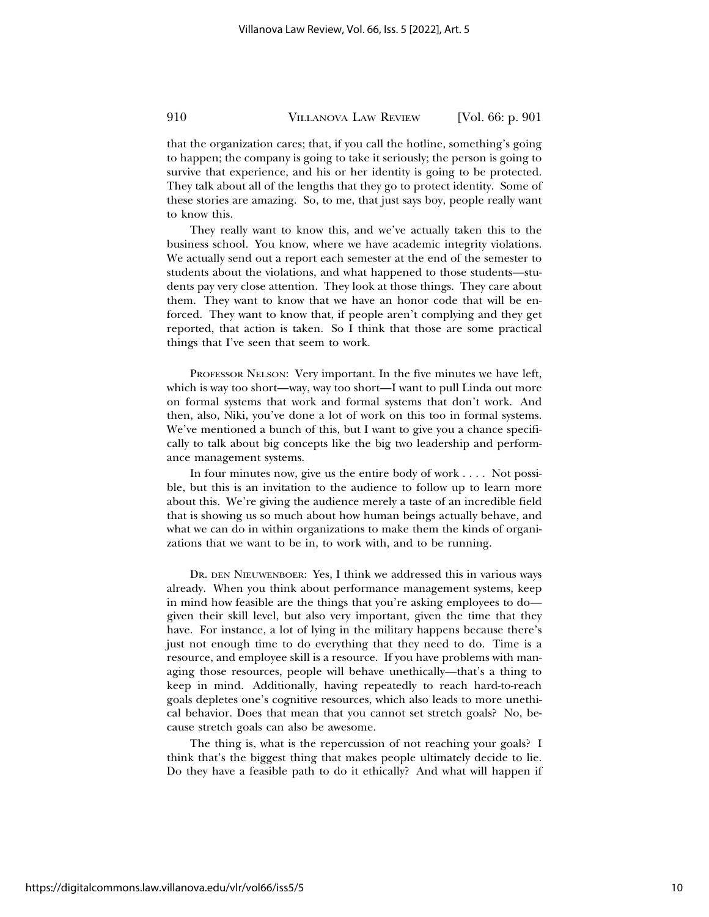that the organization cares; that, if you call the hotline, something's going to happen; the company is going to take it seriously; the person is going to survive that experience, and his or her identity is going to be protected. They talk about all of the lengths that they go to protect identity. Some of these stories are amazing. So, to me, that just says boy, people really want to know this.

They really want to know this, and we've actually taken this to the business school. You know, where we have academic integrity violations. We actually send out a report each semester at the end of the semester to students about the violations, and what happened to those students—students pay very close attention. They look at those things. They care about them. They want to know that we have an honor code that will be enforced. They want to know that, if people aren't complying and they get reported, that action is taken. So I think that those are some practical things that I've seen that seem to work.

PROFESSOR NELSON: Very important. In the five minutes we have left, which is way too short—way, way too short—I want to pull Linda out more on formal systems that work and formal systems that don't work. And then, also, Niki, you've done a lot of work on this too in formal systems. We've mentioned a bunch of this, but I want to give you a chance specifically to talk about big concepts like the big two leadership and performance management systems.

In four minutes now, give us the entire body of work . . . . Not possible, but this is an invitation to the audience to follow up to learn more about this. We're giving the audience merely a taste of an incredible field that is showing us so much about how human beings actually behave, and what we can do in within organizations to make them the kinds of organizations that we want to be in, to work with, and to be running.

DR. DEN NIEUWENBOER: Yes, I think we addressed this in various ways already. When you think about performance management systems, keep in mind how feasible are the things that you're asking employees to do—given their skill level, but also very important, given the time that they have. For instance, a lot of lying in the military happens because there's just not enough time to do everything that they need to do. Time is a resource, and employee skill is a resource. If you have problems with managing those resources, people will behave unethically—that's a thing to keep in mind. Additionally, having repeatedly to reach hard-to-reach goals depletes one's cognitive resources, which also leads to more unethical behavior. Does that mean that you cannot set stretch goals? No, because stretch goals can also be awesome.

The thing is, what is the repercussion of not reaching your goals? I think that's the biggest thing that makes people ultimately decide to lie. Do they have a feasible path to do it ethically? And what will happen if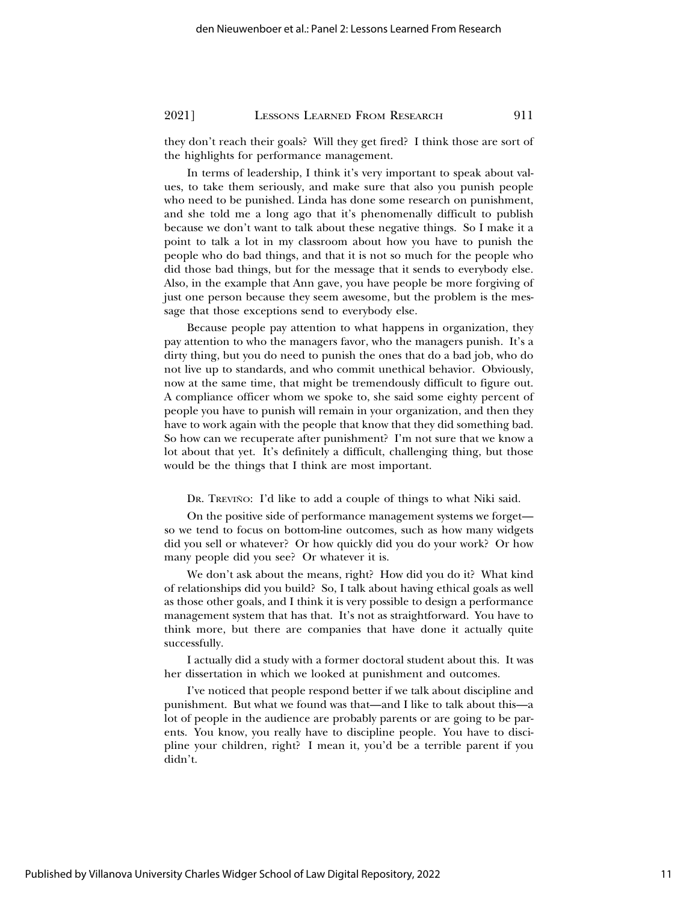they don't reach their goals? Will they get fired? I think those are sort of the highlights for performance management.

In terms of leadership, I think it's very important to speak about values, to take them seriously, and make sure that also you punish people who need to be punished. Linda has done some research on punishment, and she told me a long ago that it's phenomenally difficult to publish because we don't want to talk about these negative things. So I make it a point to talk a lot in my classroom about how you have to punish the people who do bad things, and that it is not so much for the people who did those bad things, but for the message that it sends to everybody else. Also, in the example that Ann gave, you have people be more forgiving of just one person because they seem awesome, but the problem is the message that those exceptions send to everybody else.

Because people pay attention to what happens in organization, they pay attention to who the managers favor, who the managers punish. It's a dirty thing, but you do need to punish the ones that do a bad job, who do not live up to standards, and who commit unethical behavior. Obviously, now at the same time, that might be tremendously difficult to figure out. A compliance officer whom we spoke to, she said some eighty percent of people you have to punish will remain in your organization, and then they have to work again with the people that know that they did something bad. So how can we recuperate after punishment? I'm not sure that we know a lot about that yet. It's definitely a difficult, challenging thing, but those would be the things that I think are most important.

DR. TREVIÑO: I'd like to add a couple of things to what Niki said.

On the positive side of performance management systems we forget—so we tend to focus on bottom-line outcomes, such as how many widgets did you sell or whatever? Or how quickly did you do your work? Or how many people did you see? Or whatever it is.

We don't ask about the means, right? How did you do it? What kind of relationships did you build? So, I talk about having ethical goals as well as those other goals, and I think it is very possible to design a performance management system that has that. It's not as straightforward. You have to think more, but there are companies that have done it actually quite successfully.

I actually did a study with a former doctoral student about this. It was her dissertation in which we looked at punishment and outcomes.

I've noticed that people respond better if we talk about discipline and punishment. But what we found was that—and I like to talk about this—a lot of people in the audience are probably parents or are going to be parents. You know, you really have to discipline people. You have to discipline your children, right? I mean it, you'd be a terrible parent if you didn't.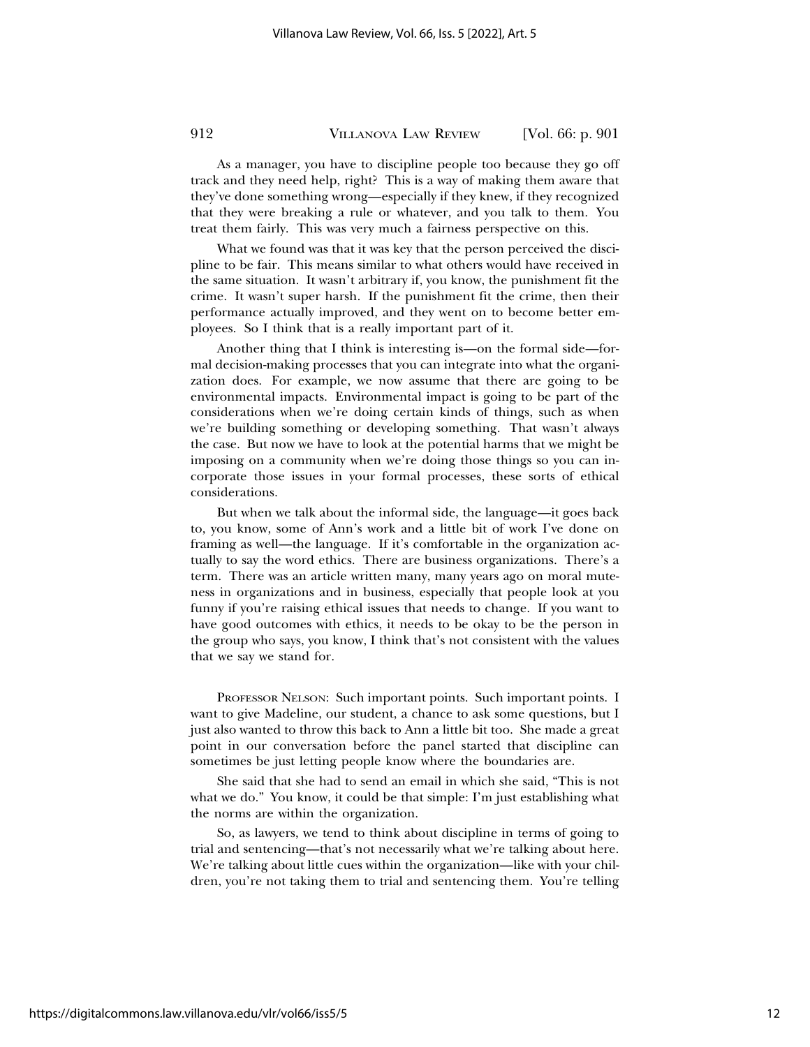As a manager, you have to discipline people too because they go off track and they need help, right? This is a way of making them aware that they've done something wrong—especially if they knew, if they recognized that they were breaking a rule or whatever, and you talk to them. You treat them fairly. This was very much a fairness perspective on this.

What we found was that it was key that the person perceived the discipline to be fair. This means similar to what others would have received in the same situation. It wasn't arbitrary if, you know, the punishment fit the crime. It wasn't super harsh. If the punishment fit the crime, then their performance actually improved, and they went on to become better employees. So I think that is a really important part of it.

Another thing that I think is interesting is—on the formal side—formal decision-making processes that you can integrate into what the organization does. For example, we now assume that there are going to be environmental impacts. Environmental impact is going to be part of the considerations when we're doing certain kinds of things, such as when we're building something or developing something. That wasn't always the case. But now we have to look at the potential harms that we might be imposing on a community when we're doing those things so you can incorporate those issues in your formal processes, these sorts of ethical considerations.

But when we talk about the informal side, the language—it goes back to, you know, some of Ann's work and a little bit of work I've done on framing as well—the language. If it's comfortable in the organization actually to say the word ethics. There are business organizations. There's a term. There was an article written many, many years ago on moral muteness in organizations and in business, especially that people look at you funny if you're raising ethical issues that needs to change. If you want to have good outcomes with ethics, it needs to be okay to be the person in the group who says, you know, I think that's not consistent with the values that we say we stand for.

PROFESSOR NELSON: Such important points. Such important points. I want to give Madeline, our student, a chance to ask some questions, but I just also wanted to throw this back to Ann a little bit too. She made a great point in our conversation before the panel started that discipline can sometimes be just letting people know where the boundaries are.

She said that she had to send an email in which she said, "This is not what we do." You know, it could be that simple: I'm just establishing what the norms are within the organization.

So, as lawyers, we tend to think about discipline in terms of going to trial and sentencing—that's not necessarily what we're talking about here. We're talking about little cues within the organization—like with your children, you're not taking them to trial and sentencing them. You're telling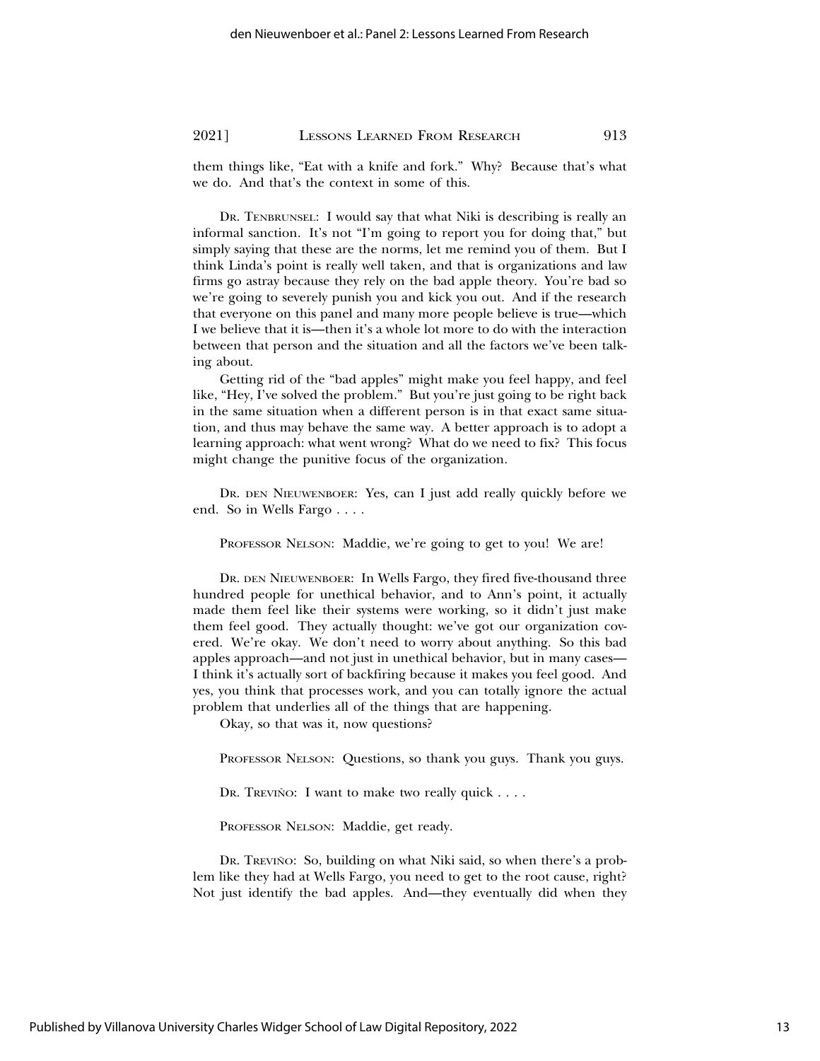them things like, "Eat with a knife and fork." Why? Because that's what we do. And that's the context in some of this.

DR. TENBRUNSEL: I would say that what Niki is describing is really an informal sanction. It's not "I'm going to report you for doing that," but simply saying that these are the norms, let me remind you of them. But I think Linda's point is really well taken, and that is organizations and law firms go astray because they rely on the bad apple theory. You're bad so we're going to severely punish you and kick you out. And if the research that everyone on this panel and many more people believe is true—which I we believe that it is—then it's a whole lot more to do with the interaction between that person and the situation and all the factors we've been talking about.

Getting rid of the "bad apples" might make you feel happy, and feel like, "Hey, I've solved the problem." But you're just going to be right back in the same situation when a different person is in that exact same situation, and thus may behave the same way. A better approach is to adopt a learning approach: what went wrong? What do we need to fix? This focus might change the punitive focus of the organization.

DR. DEN NIEUWENBOER: Yes, can I just add really quickly before we end. So in Wells Fargo . . . .

PROFESSOR NELSON: Maddie, we're going to get to you! We are!

DR. DEN NIEUWENBOER: In Wells Fargo, they fired five-thousand three hundred people for unethical behavior, and to Ann's point, it actually made them feel like their systems were working, so it didn't just make them feel good. They actually thought: we've got our organization covered. We're okay. We don't need to worry about anything. So this bad apples approach—and not just in unethical behavior, but in many cases—I think it's actually sort of backfiring because it makes you feel good. And yes, you think that processes work, and you can totally ignore the actual problem that underlies all of the things that are happening.

Okay, so that was it, now questions?

PROFESSOR NELSON: Questions, so thank you guys. Thank you guys.

DR. TREVIÑO: I want to make two really quick . . . .

PROFESSOR NELSON: Maddie, get ready.

DR. TREVIÑO: So, building on what Niki said, so when there's a problem like they had at Wells Fargo, you need to get to the root cause, right? Not just identify the bad apples. And—they eventually did when they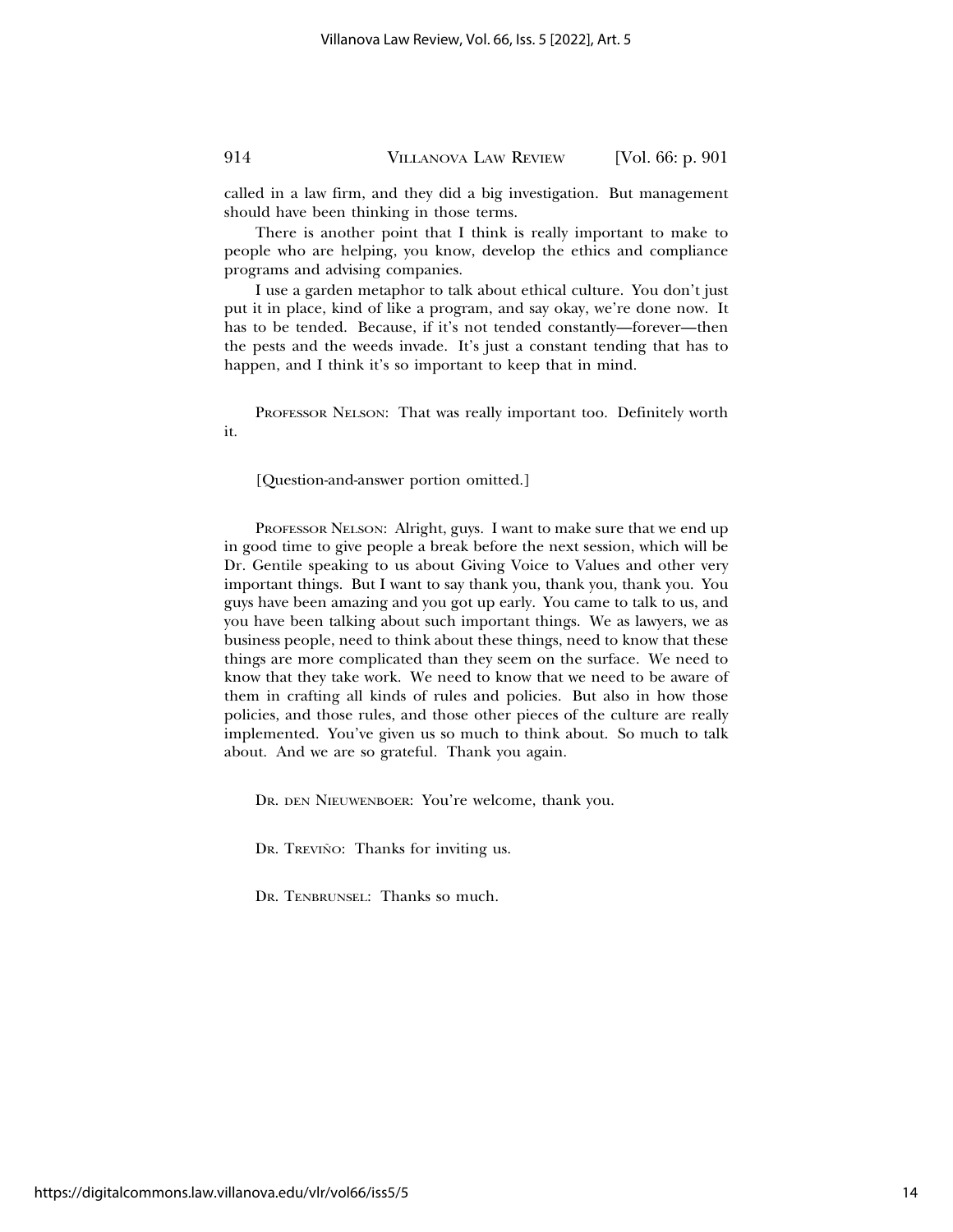called in a law firm, and they did a big investigation. But management should have been thinking in those terms.

There is another point that I think is really important to make to people who are helping, you know, develop the ethics and compliance programs and advising companies.

I use a garden metaphor to talk about ethical culture. You don't just put it in place, kind of like a program, and say okay, we're done now. It has to be tended. Because, if it's not tended constantly—forever—then the pests and the weeds invade. It's just a constant tending that has to happen, and I think it's so important to keep that in mind.

PROFESSOR NELSON: That was really important too. Definitely worth it.

[Question-and-answer portion omitted.]

PROFESSOR NELSON: Alright, guys. I want to make sure that we end up in good time to give people a break before the next session, which will be Dr. Gentile speaking to us about Giving Voice to Values and other very important things. But I want to say thank you, thank you, thank you. You guys have been amazing and you got up early. You came to talk to us, and you have been talking about such important things. We as lawyers, we as business people, need to think about these things, need to know that these things are more complicated than they seem on the surface. We need to know that they take work. We need to know that we need to be aware of them in crafting all kinds of rules and policies. But also in how those policies, and those rules, and those other pieces of the culture are really implemented. You've given us so much to think about. So much to talk about. And we are so grateful. Thank you again.

DR. DEN NIEUWENBOER: You're welcome, thank you.

DR. TREVIÑO: Thanks for inviting us.

DR. TENBRUNSEL: Thanks so much.